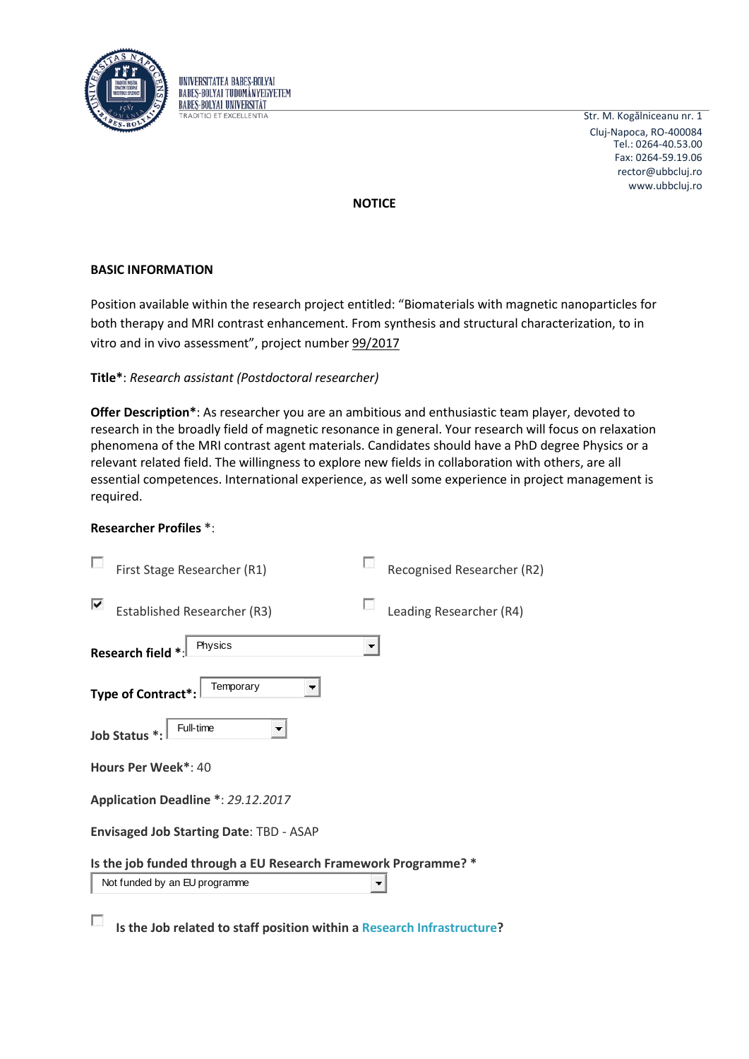UNIVERSITATEA BABEŞ-BOLYAI
BABEŞ-BOLYAI TUDOMÁNYEGYETEM
BABEŞ-BOLYAI UNIVERSITÄT
TRADITIO ET EXCELLENTIA

Str. M. Kogălniceanu nr. 1
Cluj-Napoca, RO-400084
Tel.: 0264-40.53.00
Fax: 0264-59.19.06
rector@ubbcluj.ro
www.ubbcluj.ro

## NOTICE

### BASIC INFORMATION

Position available within the research project entitled: "Biomaterials with magnetic nanoparticles for both therapy and MRI contrast enhancement. From synthesis and structural characterization, to in vitro and in vivo assessment", project number 99/2017

**Title***: *Research assistant (Postdoctoral researcher)*

**Offer Description***: As researcher you are an ambitious and enthusiastic team player, devoted to research in the broadly field of magnetic resonance in general. Your research will focus on relaxation phenomena of the MRI contrast agent materials. Candidates should have a PhD degree Physics or a relevant related field. The willingness to explore new fields in collaboration with others, are all essential competences. International experience, as well some experience in project management is required.

**Researcher Profiles** *:

- [ ] First Stage Researcher (R1)
- [ ] Recognised Researcher (R2)
- [x] Established Researcher (R3)
- [ ] Leading Researcher (R4)

**Research field** *: Physics

**Type of Contract***: Temporary

**Job Status** *: Full-time

**Hours Per Week***: 40

**Application Deadline** *: *29.12.2017*

**Envisaged Job Starting Date**: TBD - ASAP

**Is the job funded through a EU Research Framework Programme?** *

Not funded by an EU programme

- [ ] **Is the Job related to staff position within a Research Infrastructure?**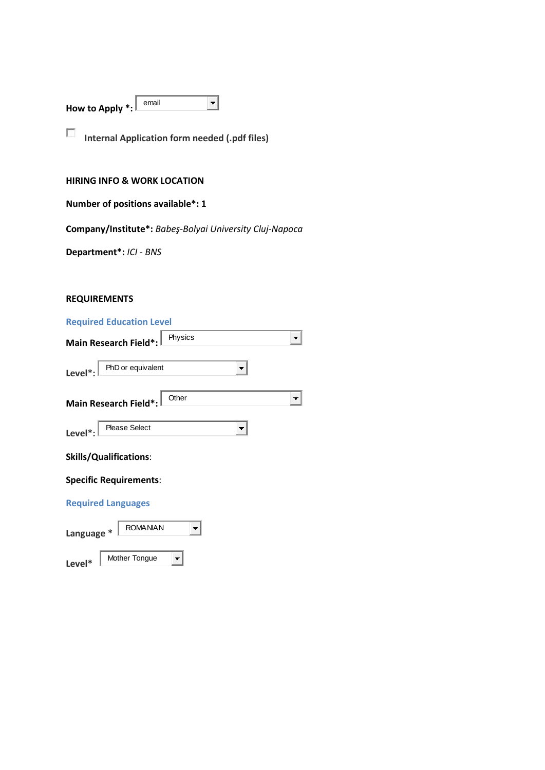**How to Apply *:** email

☐ **Internal Application form needed (.pdf files)**

**HIRING INFO & WORK LOCATION**

**Number of positions available*: 1**

**Company/Institute*:** *Babeş-Bolyai University Cluj-Napoca*

**Department*:** *ICI - BNS*

**REQUIREMENTS**

**Required Education Level**

**Main Research Field*:** Physics

**Level*:** PhD or equivalent

**Main Research Field*:** Other

**Level*:** Please Select

**Skills/Qualifications**:

**Specific Requirements**:

**Required Languages**

**Language *** ROMANIAN

**Level*** Mother Tongue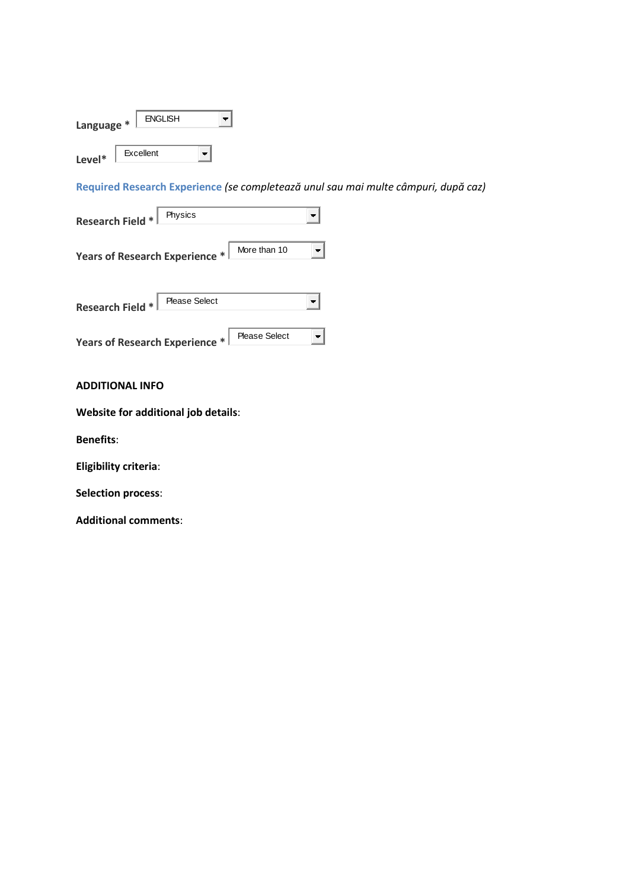**Language** * ENGLISH

**Level*** Excellent

**Required Research Experience** *(se completează unul sau mai multe câmpuri, după caz)*

**Research Field** * Physics

**Years of Research Experience** * More than 10

**Research Field** * Please Select

**Years of Research Experience** * Please Select

**ADDITIONAL INFO**

**Website for additional job details**:

**Benefits**:

**Eligibility criteria**:

**Selection process**:

**Additional comments**: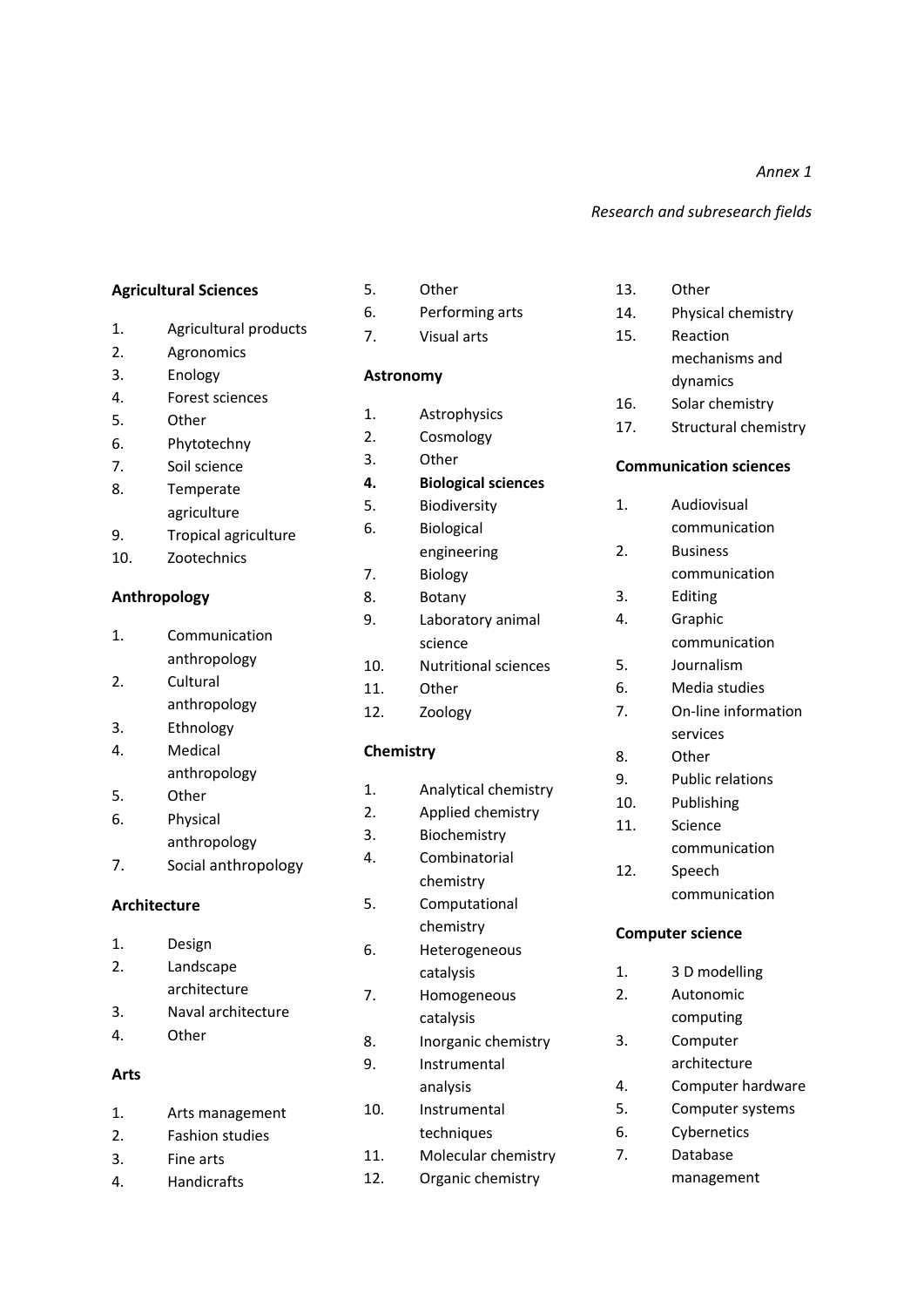*Annex 1*

*Research and subresearch fields*

**Agricultural Sciences**

1. Agricultural products
2. Agronomics
3. Enology
4. Forest sciences
5. Other
6. Phytotechny
7. Soil science
8. Temperate agriculture
9. Tropical agriculture
10. Zootechnics

**Anthropology**

1. Communication anthropology
2. Cultural anthropology
3. Ethnology
4. Medical anthropology
5. Other
6. Physical anthropology
7. Social anthropology

**Architecture**

1. Design
2. Landscape architecture
3. Naval architecture
4. Other

**Arts**

1. Arts management
2. Fashion studies
3. Fine arts
4. Handicrafts
5. Other
6. Performing arts
7. Visual arts

**Astronomy**

1. Astrophysics
2. Cosmology
3. Other
4. **Biological sciences**
5. Biodiversity
6. Biological engineering
7. Biology
8. Botany
9. Laboratory animal science
10. Nutritional sciences
11. Other
12. Zoology

**Chemistry**

1. Analytical chemistry
2. Applied chemistry
3. Biochemistry
4. Combinatorial chemistry
5. Computational chemistry
6. Heterogeneous catalysis
7. Homogeneous catalysis
8. Inorganic chemistry
9. Instrumental analysis
10. Instrumental techniques
11. Molecular chemistry
12. Organic chemistry
13. Other
14. Physical chemistry
15. Reaction mechanisms and dynamics
16. Solar chemistry
17. Structural chemistry

**Communication sciences**

1. Audiovisual communication
2. Business communication
3. Editing
4. Graphic communication
5. Journalism
6. Media studies
7. On-line information services
8. Other
9. Public relations
10. Publishing
11. Science communication
12. Speech communication

**Computer science**

1. 3 D modelling
2. Autonomic computing
3. Computer architecture
4. Computer hardware
5. Computer systems
6. Cybernetics
7. Database management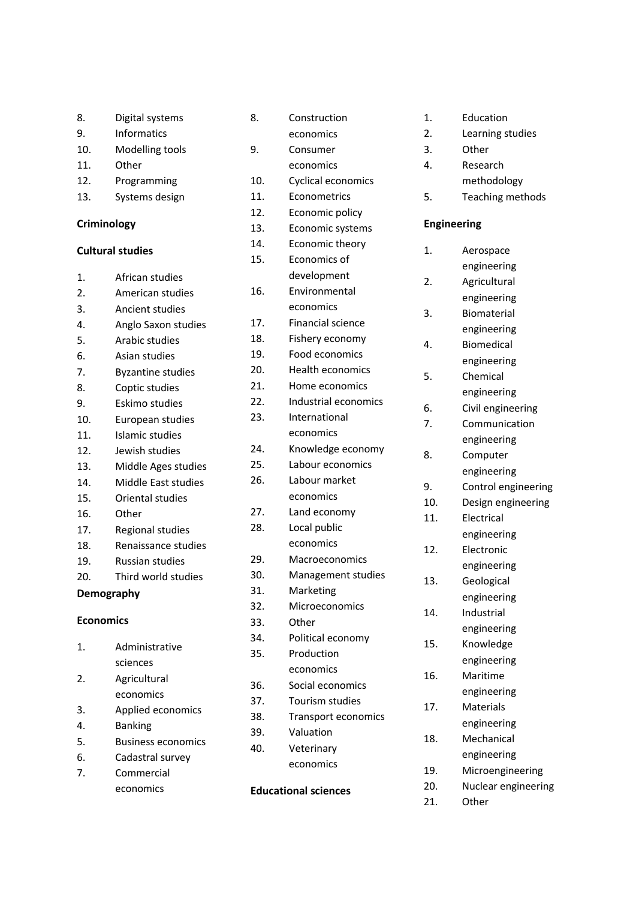8. Digital systems
9. Informatics
10. Modelling tools
11. Other
12. Programming
13. Systems design

**Criminology**

**Cultural studies**

1. African studies
2. American studies
3. Ancient studies
4. Anglo Saxon studies
5. Arabic studies
6. Asian studies
7. Byzantine studies
8. Coptic studies
9. Eskimo studies
10. European studies
11. Islamic studies
12. Jewish studies
13. Middle Ages studies
14. Middle East studies
15. Oriental studies
16. Other
17. Regional studies
18. Renaissance studies
19. Russian studies
20. Third world studies

**Demography**

**Economics**

1. Administrative sciences
2. Agricultural economics
3. Applied economics
4. Banking
5. Business economics
6. Cadastral survey
7. Commercial economics
8. Construction economics
9. Consumer economics
10. Cyclical economics
11. Econometrics
12. Economic policy
13. Economic systems
14. Economic theory
15. Economics of development
16. Environmental economics
17. Financial science
18. Fishery economy
19. Food economics
20. Health economics
21. Home economics
22. Industrial economics
23. International economics
24. Knowledge economy
25. Labour economics
26. Labour market economics
27. Land economy
28. Local public economics
29. Macroeconomics
30. Management studies
31. Marketing
32. Microeconomics
33. Other
34. Political economy
35. Production economics
36. Social economics
37. Tourism studies
38. Transport economics
39. Valuation
40. Veterinary economics

**Educational sciences**

1. Education
2. Learning studies
3. Other
4. Research methodology
5. Teaching methods

**Engineering**

1. Aerospace engineering
2. Agricultural engineering
3. Biomaterial engineering
4. Biomedical engineering
5. Chemical engineering
6. Civil engineering
7. Communication engineering
8. Computer engineering
9. Control engineering
10. Design engineering
11. Electrical engineering
12. Electronic engineering
13. Geological engineering
14. Industrial engineering
15. Knowledge engineering
16. Maritime engineering
17. Materials engineering
18. Mechanical engineering
19. Microengineering
20. Nuclear engineering
21. Other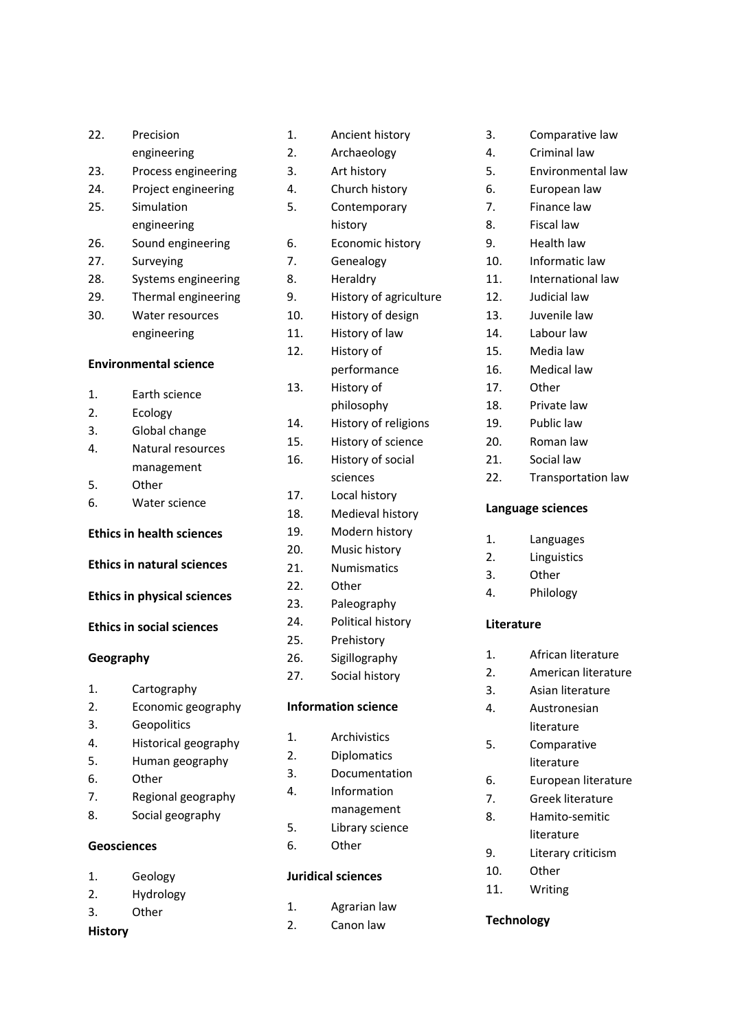22. Precision engineering
23. Process engineering
24. Project engineering
25. Simulation engineering
26. Sound engineering
27. Surveying
28. Systems engineering
29. Thermal engineering
30. Water resources engineering

**Environmental science**

1. Earth science
2. Ecology
3. Global change
4. Natural resources management
5. Other
6. Water science

**Ethics in health sciences**

**Ethics in natural sciences**

**Ethics in physical sciences**

**Ethics in social sciences**

**Geography**

1. Cartography
2. Economic geography
3. Geopolitics
4. Historical geography
5. Human geography
6. Other
7. Regional geography
8. Social geography

**Geosciences**

1. Geology
2. Hydrology
3. Other

**History**

1. Ancient history
2. Archaeology
3. Art history
4. Church history
5. Contemporary history
6. Economic history
7. Genealogy
8. Heraldry
9. History of agriculture
10. History of design
11. History of law
12. History of performance
13. History of philosophy
14. History of religions
15. History of science
16. History of social sciences
17. Local history
18. Medieval history
19. Modern history
20. Music history
21. Numismatics
22. Other
23. Paleography
24. Political history
25. Prehistory
26. Sigillography
27. Social history

**Information science**

1. Archivistics
2. Diplomatics
3. Documentation
4. Information management
5. Library science
6. Other

**Juridical sciences**

1. Agrarian law
2. Canon law
3. Comparative law
4. Criminal law
5. Environmental law
6. European law
7. Finance law
8. Fiscal law
9. Health law
10. Informatic law
11. International law
12. Judicial law
13. Juvenile law
14. Labour law
15. Media law
16. Medical law
17. Other
18. Private law
19. Public law
20. Roman law
21. Social law
22. Transportation law

**Language sciences**

1. Languages
2. Linguistics
3. Other
4. Philology

**Literature**

1. African literature
2. American literature
3. Asian literature
4. Austronesian literature
5. Comparative literature
6. European literature
7. Greek literature
8. Hamito-semitic literature
9. Literary criticism
10. Other
11. Writing

**Technology**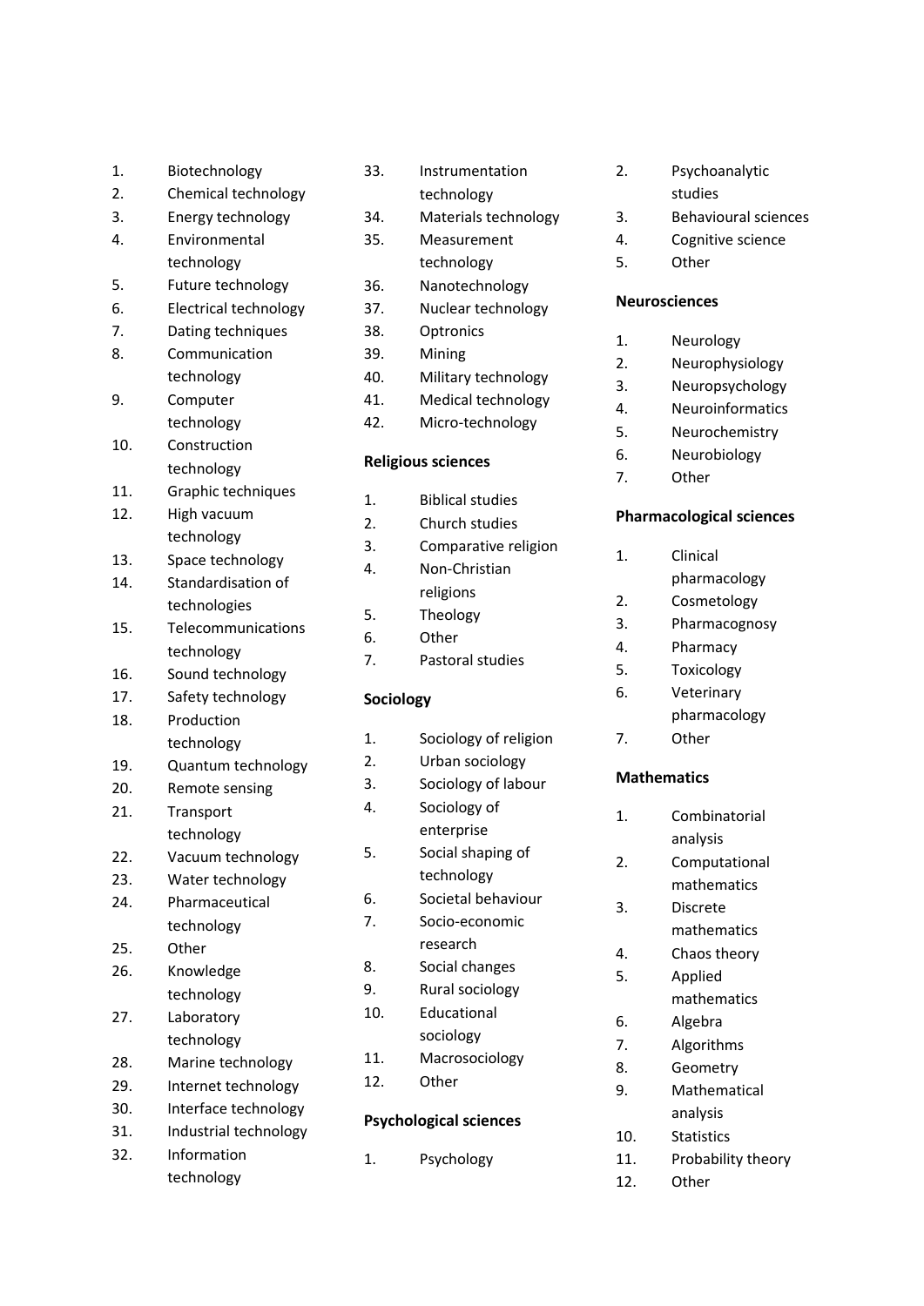1. Biotechnology
2. Chemical technology
3. Energy technology
4. Environmental technology
5. Future technology
6. Electrical technology
7. Dating techniques
8. Communication technology
9. Computer technology
10. Construction technology
11. Graphic techniques
12. High vacuum technology
13. Space technology
14. Standardisation of technologies
15. Telecommunications technology
16. Sound technology
17. Safety technology
18. Production technology
19. Quantum technology
20. Remote sensing
21. Transport technology
22. Vacuum technology
23. Water technology
24. Pharmaceutical technology
25. Other
26. Knowledge technology
27. Laboratory technology
28. Marine technology
29. Internet technology
30. Interface technology
31. Industrial technology
32. Information technology
33. Instrumentation technology
34. Materials technology
35. Measurement technology
36. Nanotechnology
37. Nuclear technology
38. Optronics
39. Mining
40. Military technology
41. Medical technology
42. Micro-technology

**Religious sciences**

1. Biblical studies
2. Church studies
3. Comparative religion
4. Non-Christian religions
5. Theology
6. Other
7. Pastoral studies

**Sociology**

1. Sociology of religion
2. Urban sociology
3. Sociology of labour
4. Sociology of enterprise
5. Social shaping of technology
6. Societal behaviour
7. Socio-economic research
8. Social changes
9. Rural sociology
10. Educational sociology
11. Macrosociology
12. Other

**Psychological sciences**

1. Psychology
2. Psychoanalytic studies
3. Behavioural sciences
4. Cognitive science
5. Other

**Neurosciences**

1. Neurology
2. Neurophysiology
3. Neuropsychology
4. Neuroinformatics
5. Neurochemistry
6. Neurobiology
7. Other

**Pharmacological sciences**

1. Clinical pharmacology
2. Cosmetology
3. Pharmacognosy
4. Pharmacy
5. Toxicology
6. Veterinary pharmacology
7. Other

**Mathematics**

1. Combinatorial analysis
2. Computational mathematics
3. Discrete mathematics
4. Chaos theory
5. Applied mathematics
6. Algebra
7. Algorithms
8. Geometry
9. Mathematical analysis
10. Statistics
11. Probability theory
12. Other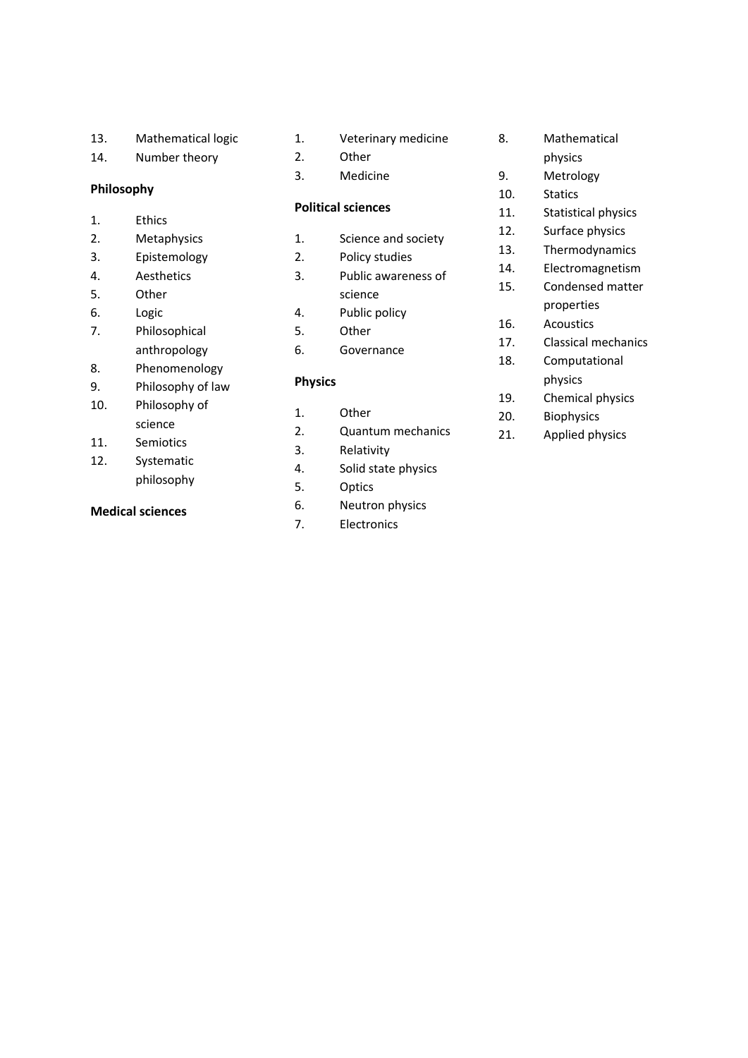13. Mathematical logic
14. Number theory

**Philosophy**

1. Ethics
2. Metaphysics
3. Epistemology
4. Aesthetics
5. Other
6. Logic
7. Philosophical anthropology
8. Phenomenology
9. Philosophy of law
10. Philosophy of science
11. Semiotics
12. Systematic philosophy

**Medical sciences**

1. Veterinary medicine
2. Other
3. Medicine

**Political sciences**

1. Science and society
2. Policy studies
3. Public awareness of science
4. Public policy
5. Other
6. Governance

**Physics**

1. Other
2. Quantum mechanics
3. Relativity
4. Solid state physics
5. Optics
6. Neutron physics
7. Electronics
8. Mathematical physics
9. Metrology
10. Statics
11. Statistical physics
12. Surface physics
13. Thermodynamics
14. Electromagnetism
15. Condensed matter properties
16. Acoustics
17. Classical mechanics
18. Computational physics
19. Chemical physics
20. Biophysics
21. Applied physics